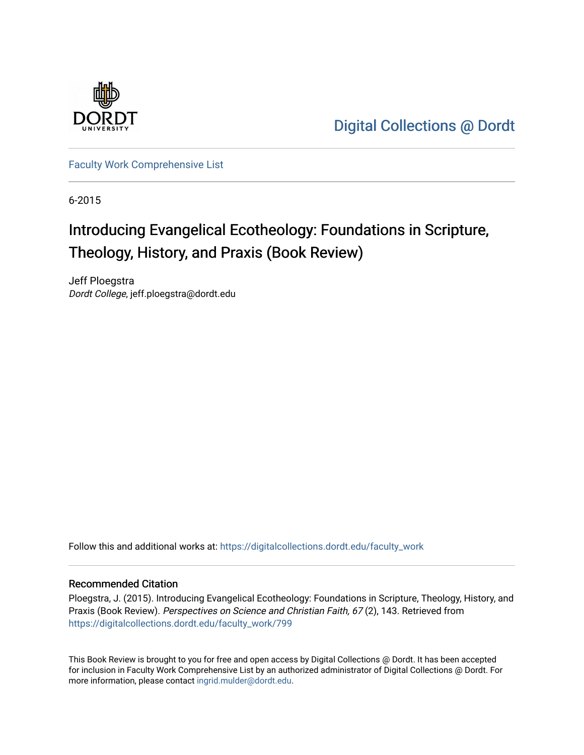Digital Collections @ Dordt

Faculty Work Comprehensive List

6-2015

# Introducing Evangelical Ecotheology: Foundations in Scripture, Theology, History, and Praxis (Book Review)

Jeff Ploegstra
*Dordt College*, jeff.ploegstra@dordt.edu

Follow this and additional works at: https://digitalcollections.dordt.edu/faculty_work

## Recommended Citation

Ploegstra, J. (2015). Introducing Evangelical Ecotheology: Foundations in Scripture, Theology, History, and Praxis (Book Review). *Perspectives on Science and Christian Faith, 67* (2), 143. Retrieved from https://digitalcollections.dordt.edu/faculty_work/799

This Book Review is brought to you for free and open access by Digital Collections @ Dordt. It has been accepted for inclusion in Faculty Work Comprehensive List by an authorized administrator of Digital Collections @ Dordt. For more information, please contact ingrid.mulder@dordt.edu.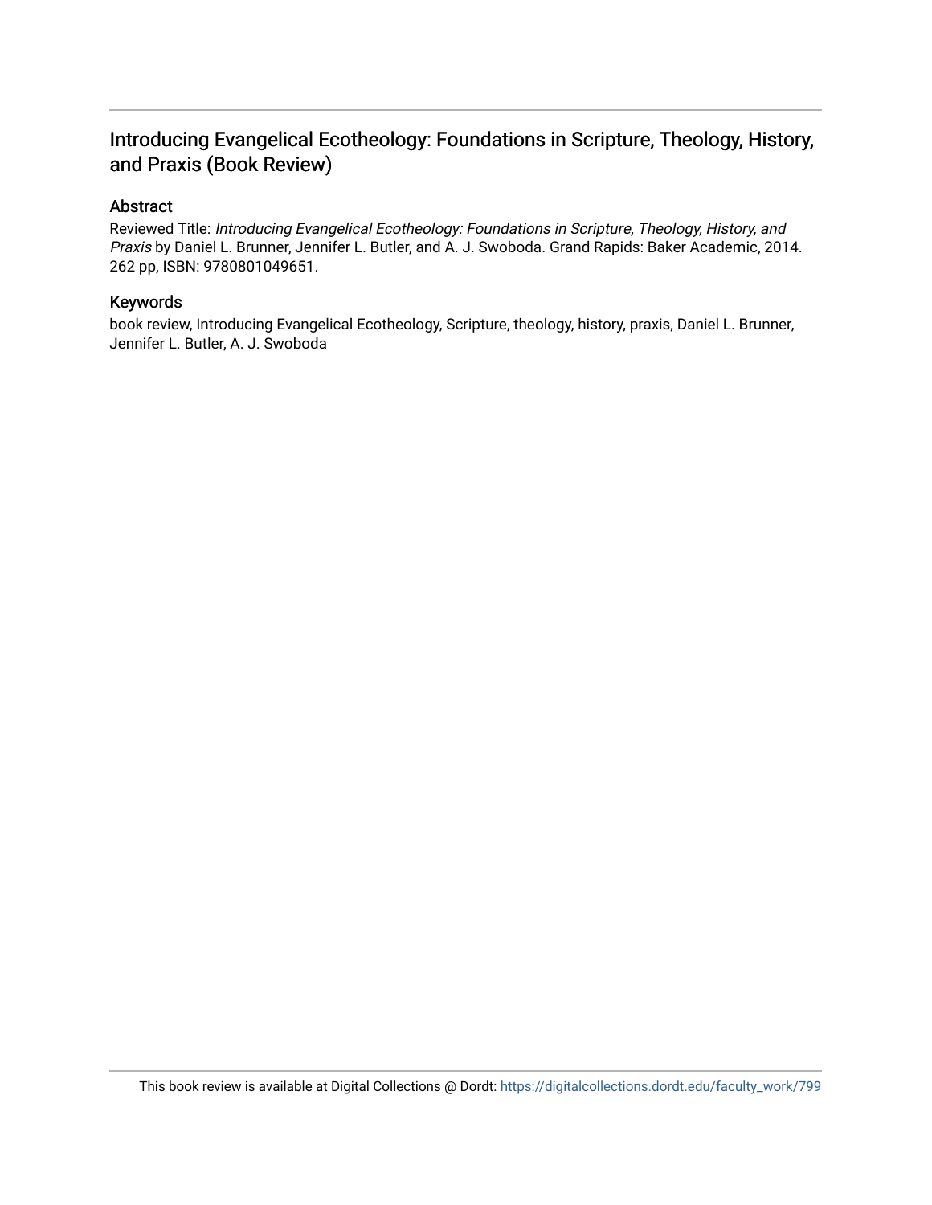# Introducing Evangelical Ecotheology: Foundations in Scripture, Theology, History, and Praxis (Book Review)

## Abstract

Reviewed Title: *Introducing Evangelical Ecotheology: Foundations in Scripture, Theology, History, and Praxis* by Daniel L. Brunner, Jennifer L. Butler, and A. J. Swoboda. Grand Rapids: Baker Academic, 2014. 262 pp, ISBN: 9780801049651.

## Keywords

book review, Introducing Evangelical Ecotheology, Scripture, theology, history, praxis, Daniel L. Brunner, Jennifer L. Butler, A. J. Swoboda

This book review is available at Digital Collections @ Dordt: https://digitalcollections.dordt.edu/faculty_work/799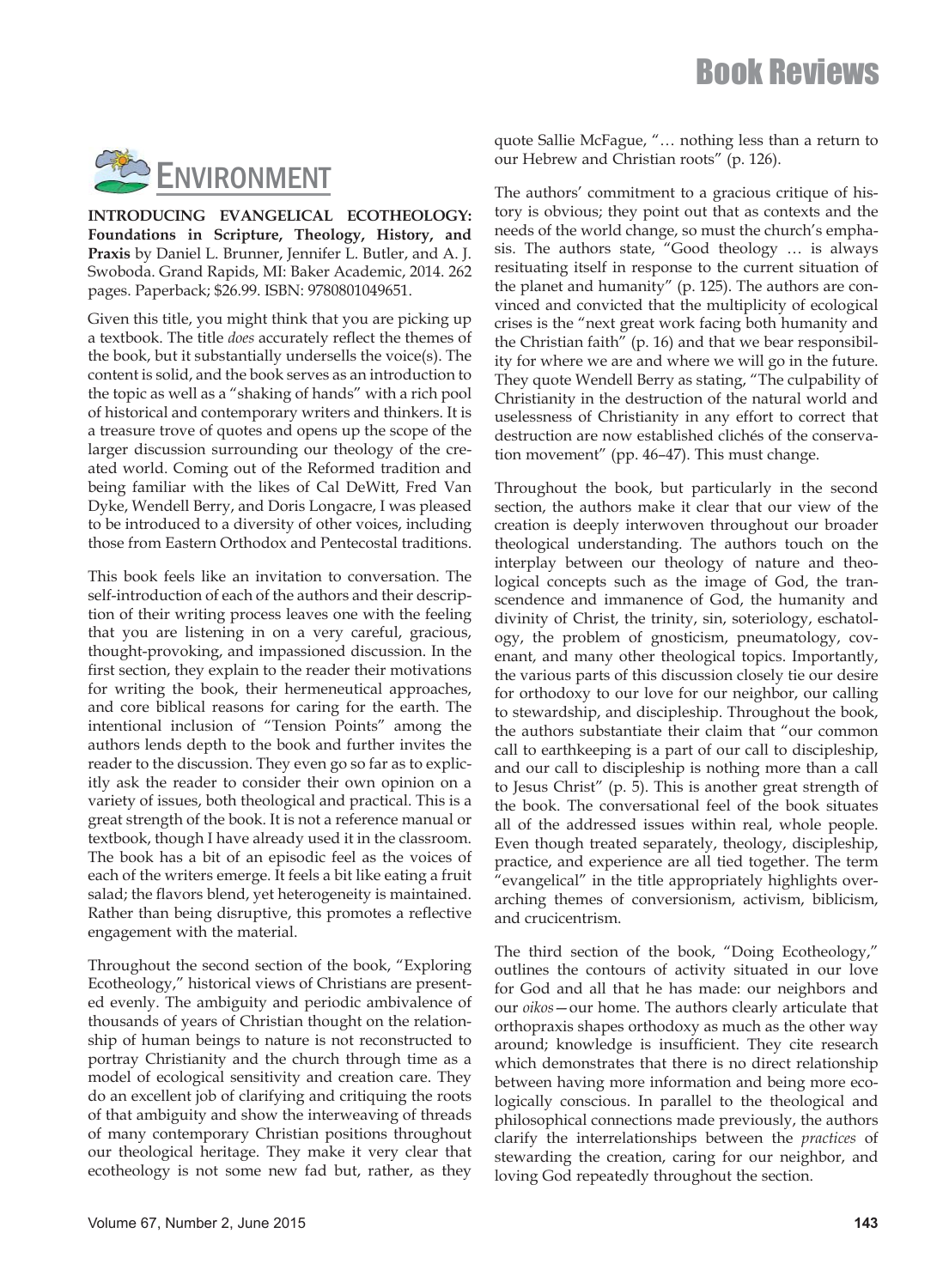# Book Reviews

## ENVIRONMENT

**INTRODUCING EVANGELICAL ECOTHEOLOGY: Foundations in Scripture, Theology, History, and Praxis** by Daniel L. Brunner, Jennifer L. Butler, and A. J. Swoboda. Grand Rapids, MI: Baker Academic, 2014. 262 pages. Paperback; $26.99. ISBN: 9780801049651.

Given this title, you might think that you are picking up a textbook. The title *does* accurately reflect the themes of the book, but it substantially undersells the voice(s). The content is solid, and the book serves as an introduction to the topic as well as a "shaking of hands" with a rich pool of historical and contemporary writers and thinkers. It is a treasure trove of quotes and opens up the scope of the larger discussion surrounding our theology of the created world. Coming out of the Reformed tradition and being familiar with the likes of Cal DeWitt, Fred Van Dyke, Wendell Berry, and Doris Longacre, I was pleased to be introduced to a diversity of other voices, including those from Eastern Orthodox and Pentecostal traditions.

This book feels like an invitation to conversation. The self-introduction of each of the authors and their description of their writing process leaves one with the feeling that you are listening in on a very careful, gracious, thought-provoking, and impassioned discussion. In the first section, they explain to the reader their motivations for writing the book, their hermeneutical approaches, and core biblical reasons for caring for the earth. The intentional inclusion of "Tension Points" among the authors lends depth to the book and further invites the reader to the discussion. They even go so far as to explicitly ask the reader to consider their own opinion on a variety of issues, both theological and practical. This is a great strength of the book. It is not a reference manual or textbook, though I have already used it in the classroom. The book has a bit of an episodic feel as the voices of each of the writers emerge. It feels a bit like eating a fruit salad; the flavors blend, yet heterogeneity is maintained. Rather than being disruptive, this promotes a reflective engagement with the material.

Throughout the second section of the book, "Exploring Ecotheology," historical views of Christians are presented evenly. The ambiguity and periodic ambivalence of thousands of years of Christian thought on the relationship of human beings to nature is not reconstructed to portray Christianity and the church through time as a model of ecological sensitivity and creation care. They do an excellent job of clarifying and critiquing the roots of that ambiguity and show the interweaving of threads of many contemporary Christian positions throughout our theological heritage. They make it very clear that ecotheology is not some new fad but, rather, as they quote Sallie McFague, "… nothing less than a return to our Hebrew and Christian roots" (p. 126).

The authors' commitment to a gracious critique of history is obvious; they point out that as contexts and the needs of the world change, so must the church's emphasis. The authors state, "Good theology … is always resituating itself in response to the current situation of the planet and humanity" (p. 125). The authors are convinced and convicted that the multiplicity of ecological crises is the "next great work facing both humanity and the Christian faith" (p. 16) and that we bear responsibility for where we are and where we will go in the future. They quote Wendell Berry as stating, "The culpability of Christianity in the destruction of the natural world and uselessness of Christianity in any effort to correct that destruction are now established clichés of the conservation movement" (pp. 46–47). This must change.

Throughout the book, but particularly in the second section, the authors make it clear that our view of the creation is deeply interwoven throughout our broader theological understanding. The authors touch on the interplay between our theology of nature and theological concepts such as the image of God, the transcendence and immanence of God, the humanity and divinity of Christ, the trinity, sin, soteriology, eschatology, the problem of gnosticism, pneumatology, covenant, and many other theological topics. Importantly, the various parts of this discussion closely tie our desire for orthodoxy to our love for our neighbor, our calling to stewardship, and discipleship. Throughout the book, the authors substantiate their claim that "our common call to earthkeeping is a part of our call to discipleship, and our call to discipleship is nothing more than a call to Jesus Christ" (p. 5). This is another great strength of the book. The conversational feel of the book situates all of the addressed issues within real, whole people. Even though treated separately, theology, discipleship, practice, and experience are all tied together. The term "evangelical" in the title appropriately highlights overarching themes of conversionism, activism, biblicism, and crucicentrism.

The third section of the book, "Doing Ecotheology," outlines the contours of activity situated in our love for God and all that he has made: our neighbors and our *oikos*—our home. The authors clearly articulate that orthopraxis shapes orthodoxy as much as the other way around; knowledge is insufficient. They cite research which demonstrates that there is no direct relationship between having more information and being more ecologically conscious. In parallel to the theological and philosophical connections made previously, the authors clarify the interrelationships between the *practices* of stewarding the creation, caring for our neighbor, and loving God repeatedly throughout the section.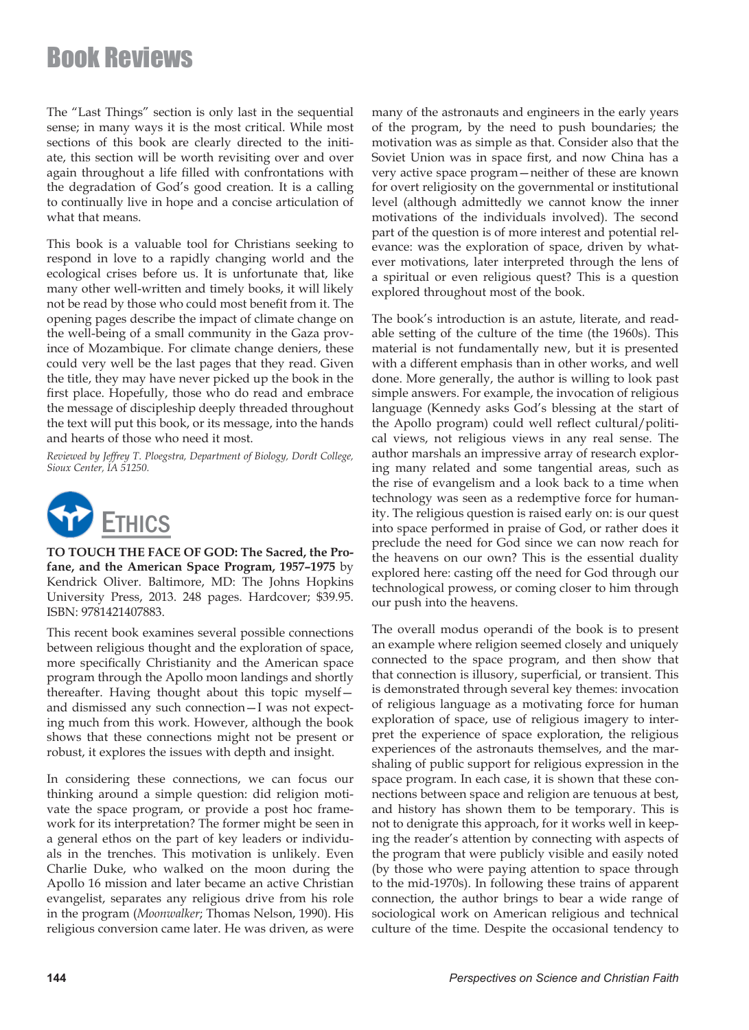# Book Reviews

The "Last Things" section is only last in the sequential sense; in many ways it is the most critical. While most sections of this book are clearly directed to the initiate, this section will be worth revisiting over and over again throughout a life filled with confrontations with the degradation of God's good creation. It is a calling to continually live in hope and a concise articulation of what that means.

This book is a valuable tool for Christians seeking to respond in love to a rapidly changing world and the ecological crises before us. It is unfortunate that, like many other well-written and timely books, it will likely not be read by those who could most benefit from it. The opening pages describe the impact of climate change on the well-being of a small community in the Gaza province of Mozambique. For climate change deniers, these could very well be the last pages that they read. Given the title, they may have never picked up the book in the first place. Hopefully, those who do read and embrace the message of discipleship deeply threaded throughout the text will put this book, or its message, into the hands and hearts of those who need it most.

*Reviewed by Jeffrey T. Ploegstra, Department of Biology, Dordt College, Sioux Center, IA 51250.*

## Ethics

**TO TOUCH THE FACE OF GOD: The Sacred, the Profane, and the American Space Program, 1957–1975** by Kendrick Oliver. Baltimore, MD: The Johns Hopkins University Press, 2013. 248 pages. Hardcover; $39.95. ISBN: 9781421407883.

This recent book examines several possible connections between religious thought and the exploration of space, more specifically Christianity and the American space program through the Apollo moon landings and shortly thereafter. Having thought about this topic myself—and dismissed any such connection—I was not expecting much from this work. However, although the book shows that these connections might not be present or robust, it explores the issues with depth and insight.

In considering these connections, we can focus our thinking around a simple question: did religion motivate the space program, or provide a post hoc framework for its interpretation? The former might be seen in a general ethos on the part of key leaders or individuals in the trenches. This motivation is unlikely. Even Charlie Duke, who walked on the moon during the Apollo 16 mission and later became an active Christian evangelist, separates any religious drive from his role in the program (*Moonwalker*; Thomas Nelson, 1990). His religious conversion came later. He was driven, as were many of the astronauts and engineers in the early years of the program, by the need to push boundaries; the motivation was as simple as that. Consider also that the Soviet Union was in space first, and now China has a very active space program—neither of these are known for overt religiosity on the governmental or institutional level (although admittedly we cannot know the inner motivations of the individuals involved). The second part of the question is of more interest and potential relevance: was the exploration of space, driven by whatever motivations, later interpreted through the lens of a spiritual or even religious quest? This is a question explored throughout most of the book.

The book's introduction is an astute, literate, and readable setting of the culture of the time (the 1960s). This material is not fundamentally new, but it is presented with a different emphasis than in other works, and well done. More generally, the author is willing to look past simple answers. For example, the invocation of religious language (Kennedy asks God's blessing at the start of the Apollo program) could well reflect cultural/political views, not religious views in any real sense. The author marshals an impressive array of research exploring many related and some tangential areas, such as the rise of evangelism and a look back to a time when technology was seen as a redemptive force for humanity. The religious question is raised early on: is our quest into space performed in praise of God, or rather does it preclude the need for God since we can now reach for the heavens on our own? This is the essential duality explored here: casting off the need for God through our technological prowess, or coming closer to him through our push into the heavens.

The overall modus operandi of the book is to present an example where religion seemed closely and uniquely connected to the space program, and then show that that connection is illusory, superficial, or transient. This is demonstrated through several key themes: invocation of religious language as a motivating force for human exploration of space, use of religious imagery to interpret the experience of space exploration, the religious experiences of the astronauts themselves, and the marshaling of public support for religious expression in the space program. In each case, it is shown that these connections between space and religion are tenuous at best, and history has shown them to be temporary. This is not to denigrate this approach, for it works well in keeping the reader's attention by connecting with aspects of the program that were publicly visible and easily noted (by those who were paying attention to space through to the mid-1970s). In following these trains of apparent connection, the author brings to bear a wide range of sociological work on American religious and technical culture of the time. Despite the occasional tendency to